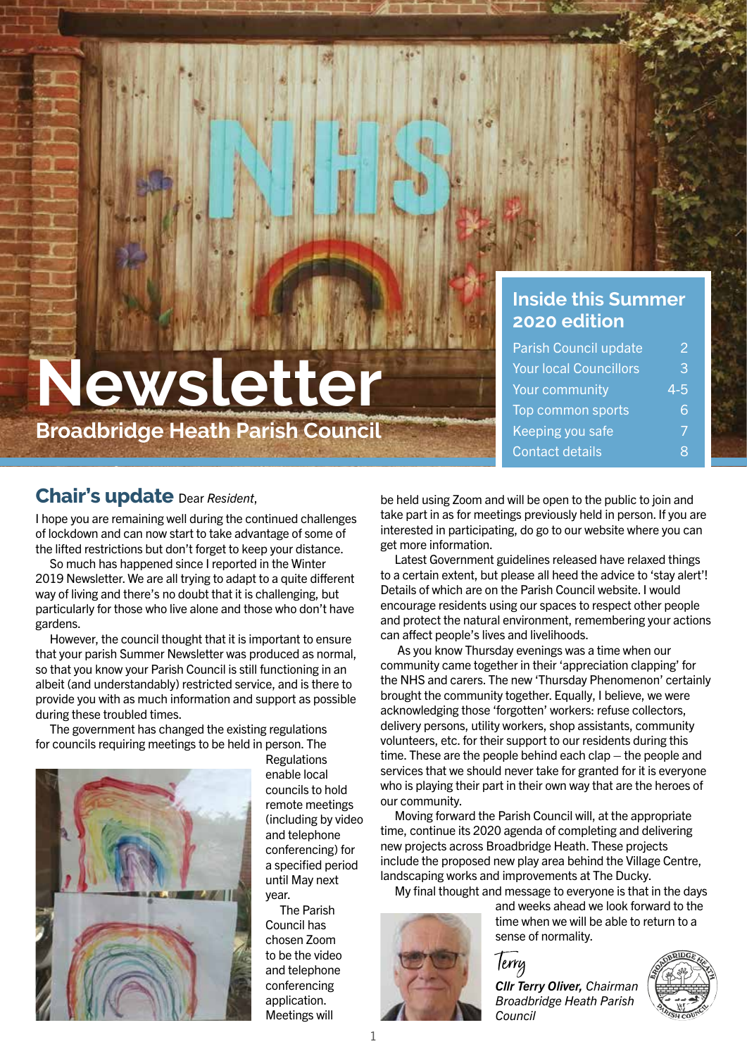# Newsletter

## Broadbridge Heath Parish Council

### Inside this Summer 2020 edition

| | |
|---|---|
| Parish Council update | 2 |
| Your local Councillors | 3 |
| Your community | 4-5 |
| Top common sports | 6 |
| Keeping you safe | 7 |
| Contact details | 8 |

## Chair's update

Dear *Resident*,

I hope you are remaining well during the continued challenges of lockdown and can now start to take advantage of some of the lifted restrictions but don't forget to keep your distance.

So much has happened since I reported in the Winter 2019 Newsletter. We are all trying to adapt to a quite different way of living and there's no doubt that it is challenging, but particularly for those who live alone and those who don't have gardens.

However, the council thought that it is important to ensure that your parish Summer Newsletter was produced as normal, so that you know your Parish Council is still functioning in an albeit (and understandably) restricted service, and is there to provide you with as much information and support as possible during these troubled times.

The government has changed the existing regulations for councils requiring meetings to be held in person. The Regulations enable local councils to hold remote meetings (including by video and telephone conferencing) for a specified period until May next year.

The Parish Council has chosen Zoom to be the video and telephone conferencing application. Meetings will be held using Zoom and will be open to the public to join and take part in as for meetings previously held in person. If you are interested in participating, do go to our website where you can get more information.

Latest Government guidelines released have relaxed things to a certain extent, but please all heed the advice to 'stay alert'! Details of which are on the Parish Council website. I would encourage residents using our spaces to respect other people and protect the natural environment, remembering your actions can affect people's lives and livelihoods.

As you know Thursday evenings was a time when our community came together in their 'appreciation clapping' for the NHS and carers. The new 'Thursday Phenomenon' certainly brought the community together. Equally, I believe, we were acknowledging those 'forgotten' workers: refuse collectors, delivery persons, utility workers, shop assistants, community volunteers, etc. for their support to our residents during this time. These are the people behind each clap – the people and services that we should never take for granted for it is everyone who is playing their part in their own way that are the heroes of our community.

Moving forward the Parish Council will, at the appropriate time, continue its 2020 agenda of completing and delivering new projects across Broadbridge Heath. These projects include the proposed new play area behind the Village Centre, landscaping works and improvements at The Ducky.

My final thought and message to everyone is that in the days and weeks ahead we look forward to the time when we will be able to return to a sense of normality.

*Terry*

***Cllr Terry Oliver,** Chairman Broadbridge Heath Parish Council*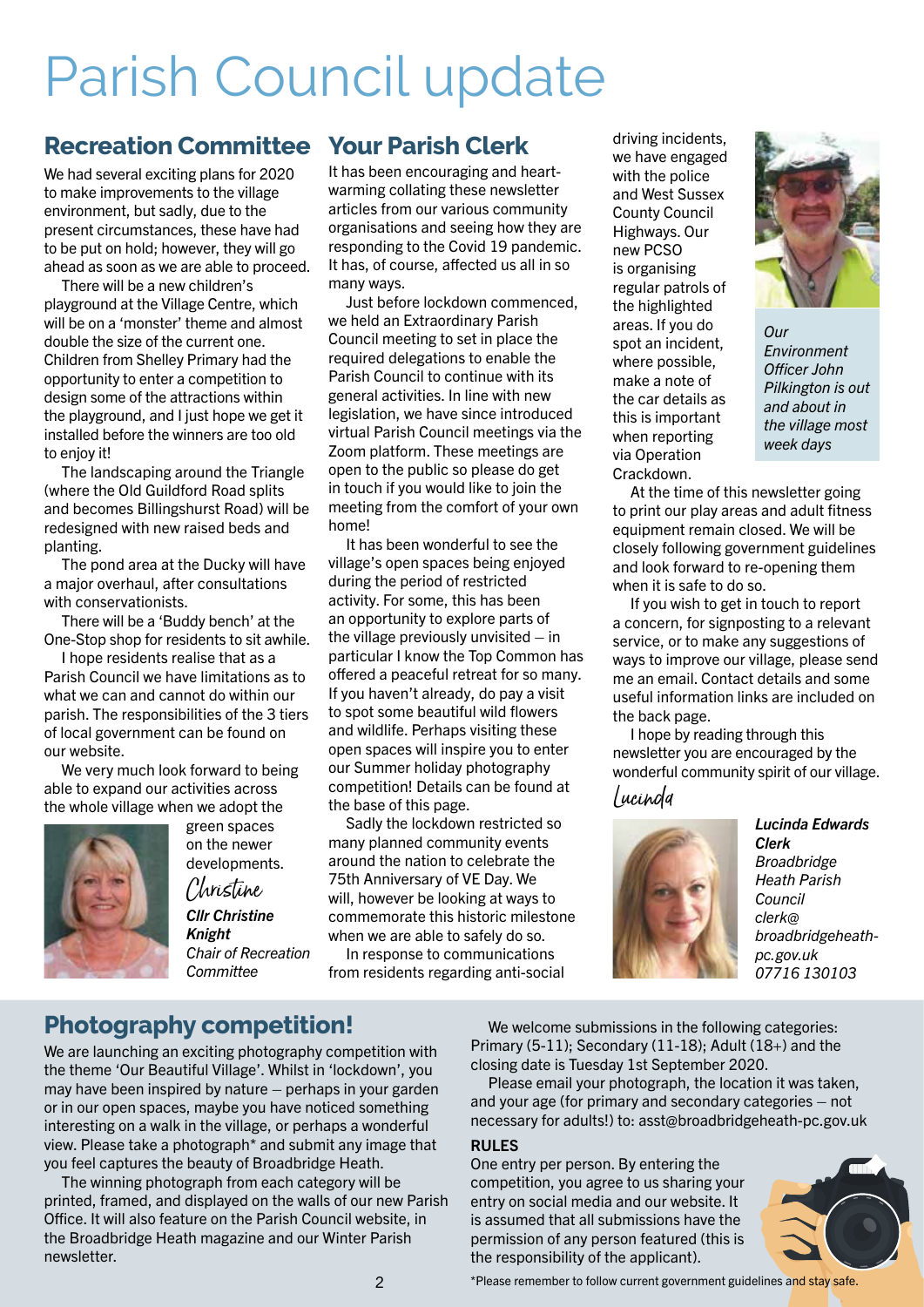# Parish Council update

## Recreation Committee

We had several exciting plans for 2020 to make improvements to the village environment, but sadly, due to the present circumstances, these have had to be put on hold; however, they will go ahead as soon as we are able to proceed.

There will be a new children's playground at the Village Centre, which will be on a 'monster' theme and almost double the size of the current one. Children from Shelley Primary had the opportunity to enter a competition to design some of the attractions within the playground, and I just hope we get it installed before the winners are too old to enjoy it!

The landscaping around the Triangle (where the Old Guildford Road splits and becomes Billingshurst Road) will be redesigned with new raised beds and planting.

The pond area at the Ducky will have a major overhaul, after consultations with conservationists.

There will be a 'Buddy bench' at the One-Stop shop for residents to sit awhile.

I hope residents realise that as a Parish Council we have limitations as to what we can and cannot do within our parish. The responsibilities of the 3 tiers of local government can be found on our website.

We very much look forward to being able to expand our activities across the whole village when we adopt the green spaces on the newer developments.

*Christine*

***Cllr Christine Knight***
*Chair of Recreation Committee*

## Your Parish Clerk

It has been encouraging and heart-warming collating these newsletter articles from our various community organisations and seeing how they are responding to the Covid 19 pandemic. It has, of course, affected us all in so many ways.

Just before lockdown commenced, we held an Extraordinary Parish Council meeting to set in place the required delegations to enable the Parish Council to continue with its general activities. In line with new legislation, we have since introduced virtual Parish Council meetings via the Zoom platform. These meetings are open to the public so please do get in touch if you would like to join the meeting from the comfort of your own home!

It has been wonderful to see the village's open spaces being enjoyed during the period of restricted activity. For some, this has been an opportunity to explore parts of the village previously unvisited – in particular I know the Top Common has offered a peaceful retreat for so many. If you haven't already, do pay a visit to spot some beautiful wild flowers and wildlife. Perhaps visiting these open spaces will inspire you to enter our Summer holiday photography competition! Details can be found at the base of this page.

Sadly the lockdown restricted so many planned community events around the nation to celebrate the 75th Anniversary of VE Day. We will, however be looking at ways to commemorate this historic milestone when we are able to safely do so.

In response to communications from residents regarding anti-social driving incidents, we have engaged with the police and West Sussex County Council Highways. Our new PCSO is organising regular patrols of the highlighted areas. If you do spot an incident, where possible, make a note of the car details as this is important when reporting via Operation Crackdown.

*Our Environment Officer John Pilkington is out and about in the village most week days*

At the time of this newsletter going to print our play areas and adult fitness equipment remain closed. We will be closely following government guidelines and look forward to re-opening them when it is safe to do so.

If you wish to get in touch to report a concern, for signposting to a relevant service, or to make any suggestions of ways to improve our village, please send me an email. Contact details and some useful information links are included on the back page.

I hope by reading through this newsletter you are encouraged by the wonderful community spirit of our village.

*Lucinda*

***Lucinda Edwards Clerk***
*Broadbridge Heath Parish Council*
*clerk@broadbridgeheath-pc.gov.uk*
*07716 130103*

## Photography competition!

We are launching an exciting photography competition with the theme 'Our Beautiful Village'. Whilst in 'lockdown', you may have been inspired by nature – perhaps in your garden or in our open spaces, maybe you have noticed something interesting on a walk in the village, or perhaps a wonderful view. Please take a photograph* and submit any image that you feel captures the beauty of Broadbridge Heath.

The winning photograph from each category will be printed, framed, and displayed on the walls of our new Parish Office. It will also feature on the Parish Council website, in the Broadbridge Heath magazine and our Winter Parish newsletter.

We welcome submissions in the following categories: Primary (5-11); Secondary (11-18); Adult (18+) and the closing date is Tuesday 1st September 2020.

Please email your photograph, the location it was taken, and your age (for primary and secondary categories – not necessary for adults!) to: asst@broadbridgeheath-pc.gov.uk

**RULES**

One entry per person. By entering the competition, you agree to us sharing your entry on social media and our website. It is assumed that all submissions have the permission of any person featured (this is the responsibility of the applicant).

*Please remember to follow current government guidelines and stay safe.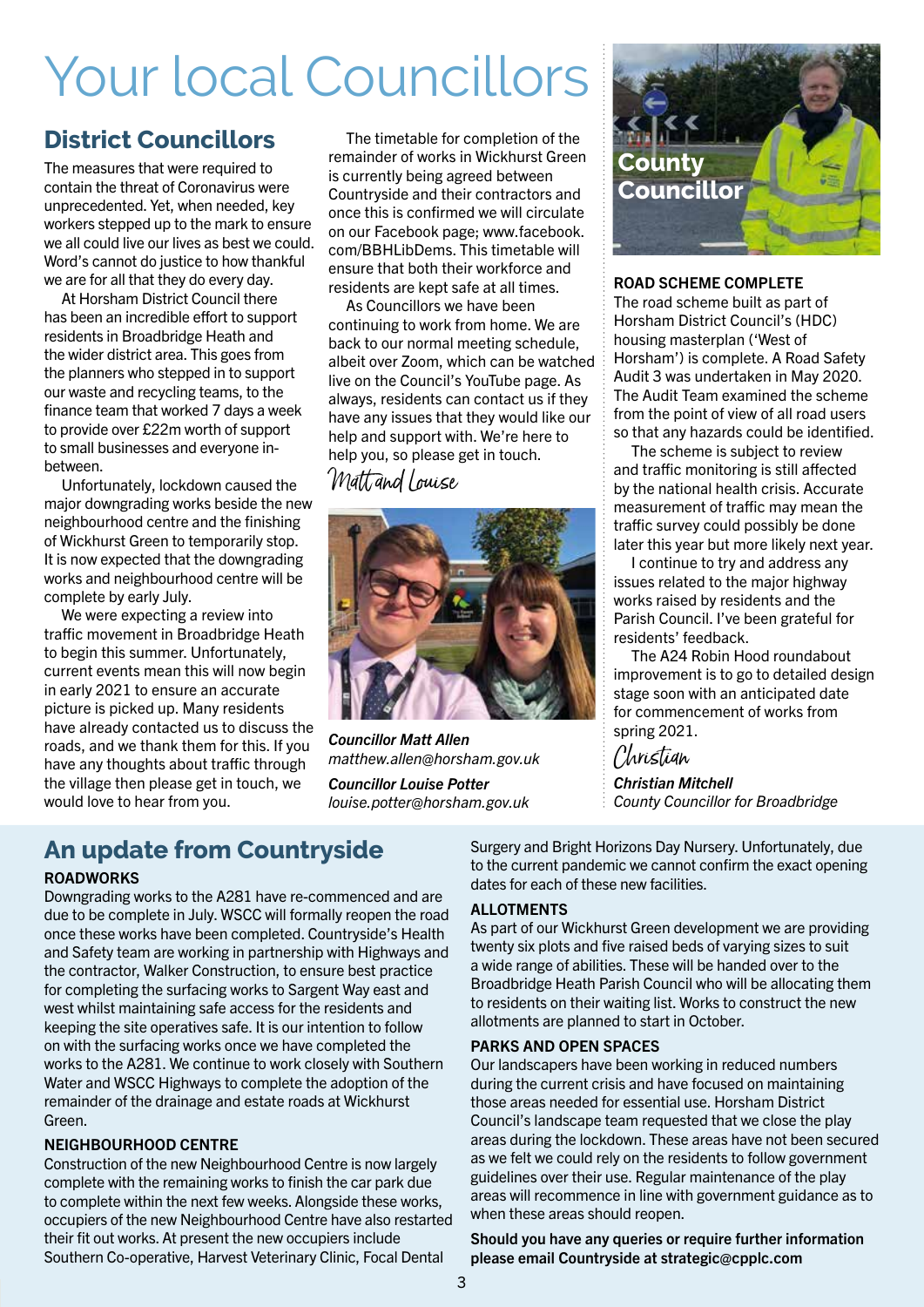# Your local Councillors

## District Councillors

The measures that were required to contain the threat of Coronavirus were unprecedented. Yet, when needed, key workers stepped up to the mark to ensure we all could live our lives as best we could. Word's cannot do justice to how thankful we are for all that they do every day.

At Horsham District Council there has been an incredible effort to support residents in Broadbridge Heath and the wider district area. This goes from the planners who stepped in to support our waste and recycling teams, to the finance team that worked 7 days a week to provide over £22m worth of support to small businesses and everyone in-between.

Unfortunately, lockdown caused the major downgrading works beside the new neighbourhood centre and the finishing of Wickhurst Green to temporarily stop. It is now expected that the downgrading works and neighbourhood centre will be complete by early July.

We were expecting a review into traffic movement in Broadbridge Heath to begin this summer. Unfortunately, current events mean this will now begin in early 2021 to ensure an accurate picture is picked up. Many residents have already contacted us to discuss the roads, and we thank them for this. If you have any thoughts about traffic through the village then please get in touch, we would love to hear from you.

The timetable for completion of the remainder of works in Wickhurst Green is currently being agreed between Countryside and their contractors and once this is confirmed we will circulate on our Facebook page; www.facebook.com/BBHLibDems. This timetable will ensure that both their workforce and residents are kept safe at all times.

As Councillors we have been continuing to work from home. We are back to our normal meeting schedule, albeit over Zoom, which can be watched live on the Council's YouTube page. As always, residents can contact us if they have any issues that they would like our help and support with. We're here to help you, so please get in touch.

Matt and Louise

***Councillor Matt Allen***
*matthew.allen@horsham.gov.uk*

***Councillor Louise Potter***
*louise.potter@horsham.gov.uk*

## County Councillor

**ROAD SCHEME COMPLETE**

The road scheme built as part of Horsham District Council's (HDC) housing masterplan ('West of Horsham') is complete. A Road Safety Audit 3 was undertaken in May 2020. The Audit Team examined the scheme from the point of view of all road users so that any hazards could be identified.

The scheme is subject to review and traffic monitoring is still affected by the national health crisis. Accurate measurement of traffic may mean the traffic survey could possibly be done later this year but more likely next year.

I continue to try and address any issues related to the major highway works raised by residents and the Parish Council. I've been grateful for residents' feedback.

The A24 Robin Hood roundabout improvement is to go to detailed design stage soon with an anticipated date for commencement of works from spring 2021.

Christian

***Christian Mitchell***
*County Councillor for Broadbridge*

## An update from Countryside

**ROADWORKS**

Downgrading works to the A281 have re-commenced and are due to be complete in July. WSCC will formally reopen the road once these works have been completed. Countryside's Health and Safety team are working in partnership with Highways and the contractor, Walker Construction, to ensure best practice for completing the surfacing works to Sargent Way east and west whilst maintaining safe access for the residents and keeping the site operatives safe. It is our intention to follow on with the surfacing works once we have completed the works to the A281. We continue to work closely with Southern Water and WSCC Highways to complete the adoption of the remainder of the drainage and estate roads at Wickhurst Green.

**NEIGHBOURHOOD CENTRE**

Construction of the new Neighbourhood Centre is now largely complete with the remaining works to finish the car park due to complete within the next few weeks. Alongside these works, occupiers of the new Neighbourhood Centre have also restarted their fit out works. At present the new occupiers include Southern Co-operative, Harvest Veterinary Clinic, Focal Dental Surgery and Bright Horizons Day Nursery. Unfortunately, due to the current pandemic we cannot confirm the exact opening dates for each of these new facilities.

**ALLOTMENTS**

As part of our Wickhurst Green development we are providing twenty six plots and five raised beds of varying sizes to suit a wide range of abilities. These will be handed over to the Broadbridge Heath Parish Council who will be allocating them to residents on their waiting list. Works to construct the new allotments are planned to start in October.

**PARKS AND OPEN SPACES**

Our landscapers have been working in reduced numbers during the current crisis and have focused on maintaining those areas needed for essential use. Horsham District Council's landscape team requested that we close the play areas during the lockdown. These areas have not been secured as we felt we could rely on the residents to follow government guidelines over their use. Regular maintenance of the play areas will recommence in line with government guidance as to when these areas should reopen.

**Should you have any queries or require further information please email Countryside at strategic@cpplc.com**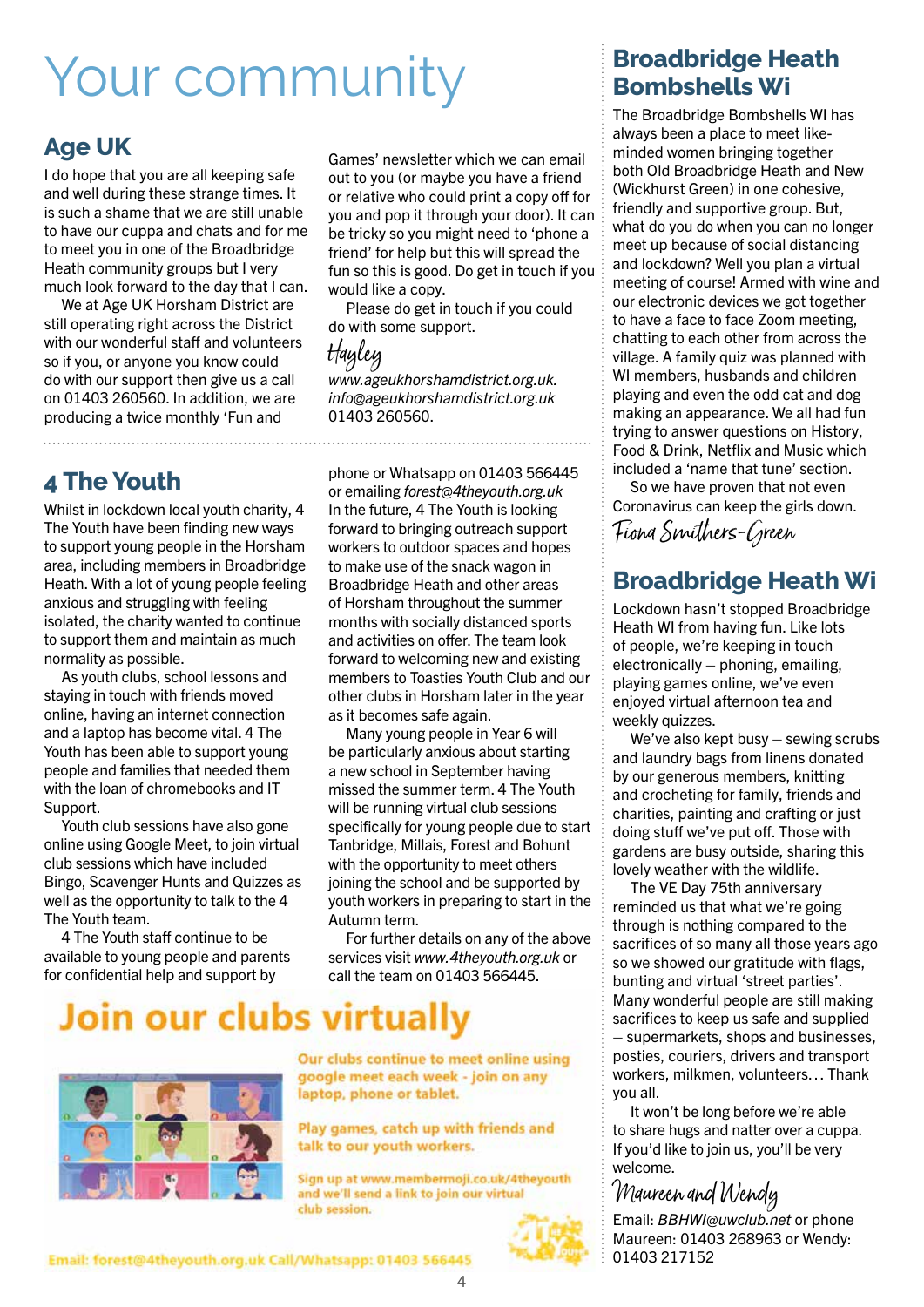# Your community

## Age UK

I do hope that you are all keeping safe and well during these strange times. It is such a shame that we are still unable to have our cuppa and chats and for me to meet you in one of the Broadbridge Heath community groups but I very much look forward to the day that I can.

We at Age UK Horsham District are still operating right across the District with our wonderful staff and volunteers so if you, or anyone you know could do with our support then give us a call on 01403 260560. In addition, we are producing a twice monthly 'Fun and Games' newsletter which we can email out to you (or maybe you have a friend or relative who could print a copy off for you and pop it through your door). It can be tricky so you might need to 'phone a friend' for help but this will spread the fun so this is good. Do get in touch if you would like a copy.

Please do get in touch if you could do with some support.

Hayley

*www.ageukhorshamdistrict.org.uk.*
*info@ageukhorshamdistrict.org.uk*
01403 260560.

## 4 The Youth

Whilst in lockdown local youth charity, 4 The Youth have been finding new ways to support young people in the Horsham area, including members in Broadbridge Heath. With a lot of young people feeling anxious and struggling with feeling isolated, the charity wanted to continue to support them and maintain as much normality as possible.

As youth clubs, school lessons and staying in touch with friends moved online, having an internet connection and a laptop has become vital. 4 The Youth has been able to support young people and families that needed them with the loan of chromebooks and IT Support.

Youth club sessions have also gone online using Google Meet, to join virtual club sessions which have included Bingo, Scavenger Hunts and Quizzes as well as the opportunity to talk to the 4 The Youth team.

4 The Youth staff continue to be available to young people and parents for confidential help and support by phone or Whatsapp on 01403 566445 or emailing *forest@4theyouth.org.uk* In the future, 4 The Youth is looking forward to bringing outreach support workers to outdoor spaces and hopes to make use of the snack wagon in Broadbridge Heath and other areas of Horsham throughout the summer months with socially distanced sports and activities on offer. The team look forward to welcoming new and existing members to Toasties Youth Club and our other clubs in Horsham later in the year as it becomes safe again.

Many young people in Year 6 will be particularly anxious about starting a new school in September having missed the summer term. 4 The Youth will be running virtual club sessions specifically for young people due to start Tanbridge, Millais, Forest and Bohunt with the opportunity to meet others joining the school and be supported by youth workers in preparing to start in the Autumn term.

For further details on any of the above services visit *www.4theyouth.org.uk* or call the team on 01403 566445.

## Join our clubs virtually

Our clubs continue to meet online using google meet each week - join on any laptop, phone or tablet.

Play games, catch up with friends and talk to our youth workers.

Sign up at www.membermoji.co.uk/4theyouth and we'll send a link to join our virtual club session.

Email: forest@4theyouth.org.uk Call/Whatsapp: 01403 566445

## Broadbridge Heath Bombshells WI

The Broadbridge Bombshells WI has always been a place to meet like-minded women bringing together both Old Broadbridge Heath and New (Wickhurst Green) in one cohesive, friendly and supportive group. But, what do you do when you can no longer meet up because of social distancing and lockdown? Well you plan a virtual meeting of course! Armed with wine and our electronic devices we got together to have a face to face Zoom meeting, chatting to each other from across the village. A family quiz was planned with WI members, husbands and children playing and even the odd cat and dog making an appearance. We all had fun trying to answer questions on History, Food & Drink, Netflix and Music which included a 'name that tune' section.

So we have proven that not even Coronavirus can keep the girls down.

Fiona Smithers-Green

## Broadbridge Heath WI

Lockdown hasn't stopped Broadbridge Heath WI from having fun. Like lots of people, we're keeping in touch electronically – phoning, emailing, playing games online, we've even enjoyed virtual afternoon tea and weekly quizzes.

We've also kept busy – sewing scrubs and laundry bags from linens donated by our generous members, knitting and crocheting for family, friends and charities, painting and crafting or just doing stuff we've put off. Those with gardens are busy outside, sharing this lovely weather with the wildlife.

The VE Day 75th anniversary reminded us that what we're going through is nothing compared to the sacrifices of so many all those years ago so we showed our gratitude with flags, bunting and virtual 'street parties'. Many wonderful people are still making sacrifices to keep us safe and supplied – supermarkets, shops and businesses, posties, couriers, drivers and transport workers, milkmen, volunteers… Thank you all.

It won't be long before we're able to share hugs and natter over a cuppa. If you'd like to join us, you'll be very welcome.

Maureen and Wendy

Email: *BBHWI@uwclub.net* or phone Maureen: 01403 268963 or Wendy: 01403 217152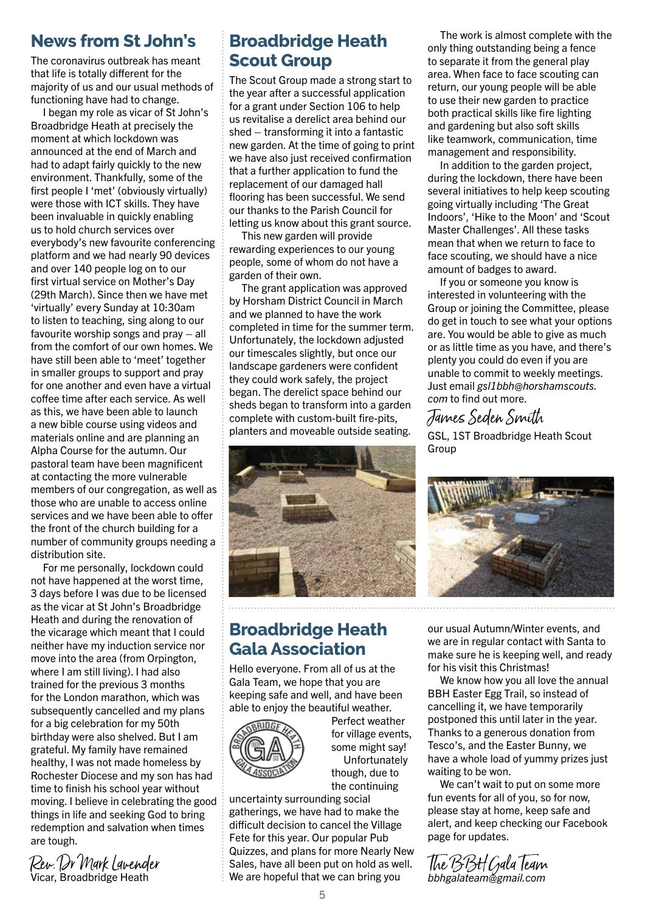## News from St John's

The coronavirus outbreak has meant that life is totally different for the majority of us and our usual methods of functioning have had to change.

I began my role as vicar of St John's Broadbridge Heath at precisely the moment at which lockdown was announced at the end of March and had to adapt fairly quickly to the new environment. Thankfully, some of the first people I 'met' (obviously virtually) were those with ICT skills. They have been invaluable in quickly enabling us to hold church services over everybody's new favourite conferencing platform and we had nearly 90 devices and over 140 people log on to our first virtual service on Mother's Day (29th March). Since then we have met 'virtually' every Sunday at 10:30am to listen to teaching, sing along to our favourite worship songs and pray – all from the comfort of our own homes. We have still been able to 'meet' together in smaller groups to support and pray for one another and even have a virtual coffee time after each service. As well as this, we have been able to launch a new bible course using videos and materials online and are planning an Alpha Course for the autumn. Our pastoral team have been magnificent at contacting the more vulnerable members of our congregation, as well as those who are unable to access online services and we have been able to offer the front of the church building for a number of community groups needing a distribution site.

For me personally, lockdown could not have happened at the worst time, 3 days before I was due to be licensed as the vicar at St John's Broadbridge Heath and during the renovation of the vicarage which meant that I could neither have my induction service nor move into the area (from Orpington, where I am still living). I had also trained for the previous 3 months for the London marathon, which was subsequently cancelled and my plans for a big celebration for my 50th birthday were also shelved. But I am grateful. My family have remained healthy, I was not made homeless by Rochester Diocese and my son has had time to finish his school year without moving. I believe in celebrating the good things in life and seeking God to bring redemption and salvation when times are tough.

*Rev. Dr Mark Lavender*
Vicar, Broadbridge Heath

## Broadbridge Heath Scout Group

The Scout Group made a strong start to the year after a successful application for a grant under Section 106 to help us revitalise a derelict area behind our shed – transforming it into a fantastic new garden. At the time of going to print we have also just received confirmation that a further application to fund the replacement of our damaged hall flooring has been successful. We send our thanks to the Parish Council for letting us know about this grant source.

This new garden will provide rewarding experiences to our young people, some of whom do not have a garden of their own.

The grant application was approved by Horsham District Council in March and we planned to have the work completed in time for the summer term. Unfortunately, the lockdown adjusted our timescales slightly, but once our landscape gardeners were confident they could work safely, the project began. The derelict space behind our sheds began to transform into a garden complete with custom-built fire-pits, planters and moveable outside seating.

The work is almost complete with the only thing outstanding being a fence to separate it from the general play area. When face to face scouting can return, our young people will be able to use their new garden to practice both practical skills like fire lighting and gardening but also soft skills like teamwork, communication, time management and responsibility.

In addition to the garden project, during the lockdown, there have been several initiatives to help keep scouting going virtually including 'The Great Indoors', 'Hike to the Moon' and 'Scout Master Challenges'. All these tasks mean that when we return to face to face scouting, we should have a nice amount of badges to award.

If you or someone you know is interested in volunteering with the Group or joining the Committee, please do get in touch to see what your options are. You would be able to give as much or as little time as you have, and there's plenty you could do even if you are unable to commit to weekly meetings. Just email *gsl1bbh@horshamscouts.com* to find out more.

*James Seden Smith*
GSL, 1ST Broadbridge Heath Scout Group

## Broadbridge Heath Gala Association

Hello everyone. From all of us at the Gala Team, we hope that you are keeping safe and well, and have been able to enjoy the beautiful weather. Perfect weather for village events, some might say!

Unfortunately though, due to the continuing uncertainty surrounding social gatherings, we have had to make the difficult decision to cancel the Village Fete for this year. Our popular Pub Quizzes, and plans for more Nearly New Sales, have all been put on hold as well. We are hopeful that we can bring you our usual Autumn/Winter events, and we are in regular contact with Santa to make sure he is keeping well, and ready for his visit this Christmas!

We know how you all love the annual BBH Easter Egg Trail, so instead of cancelling it, we have temporarily postponed this until later in the year. Thanks to a generous donation from Tesco's, and the Easter Bunny, we have a whole load of yummy prizes just waiting to be won.

We can't wait to put on some more fun events for all of you, so for now, please stay at home, keep safe and alert, and keep checking our Facebook page for updates.

*The BBH Gala Team*
*bbhgalateam@gmail.com*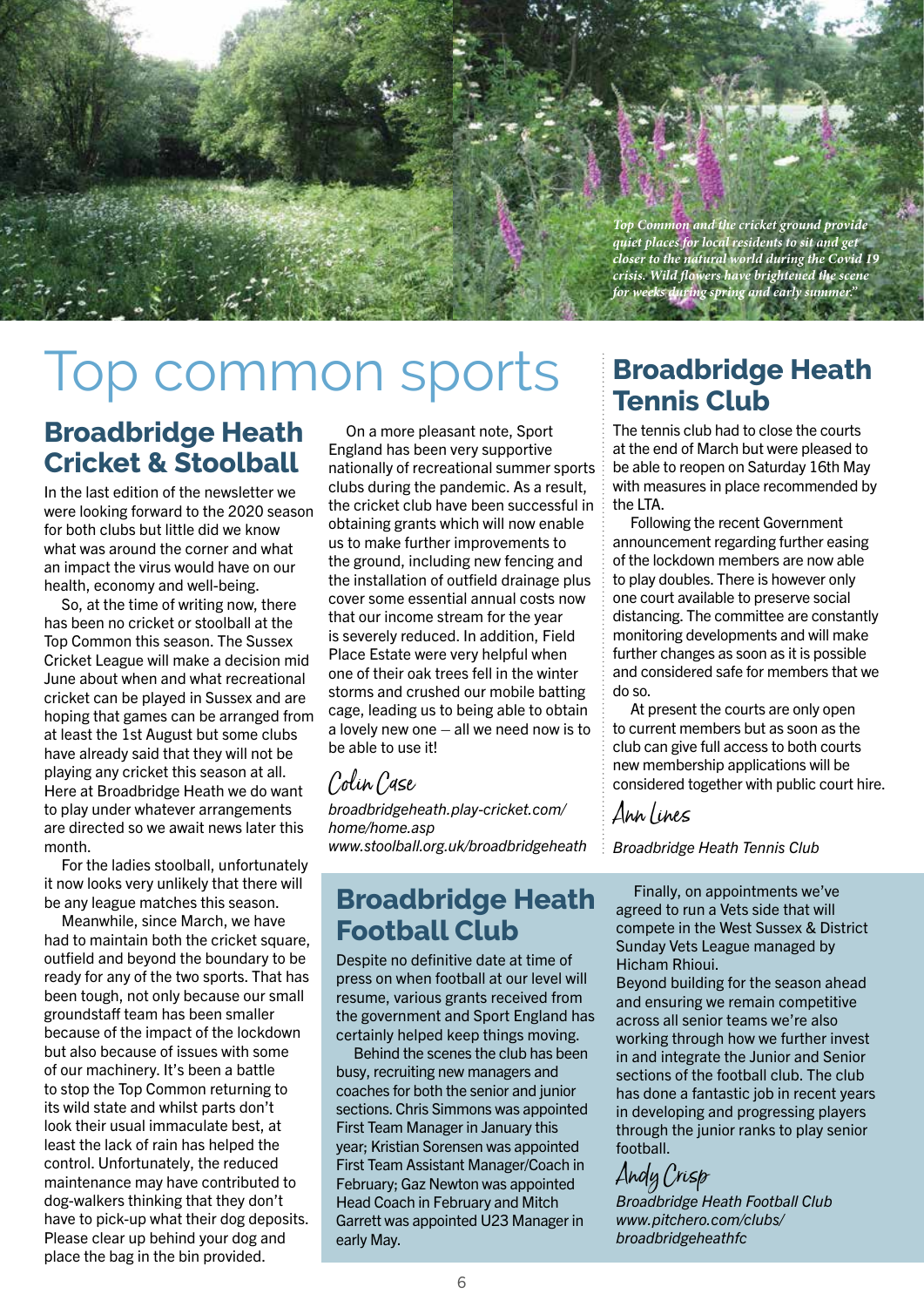*Top Common and the cricket ground provide quiet places for local residents to sit and get closer to the natural world during the Covid 19 crisis. Wild flowers have brightened the scene for weeks during spring and early summer."*

# Top common sports

## Broadbridge Heath Cricket & Stoolball

In the last edition of the newsletter we were looking forward to the 2020 season for both clubs but little did we know what was around the corner and what an impact the virus would have on our health, economy and well-being.

So, at the time of writing now, there has been no cricket or stoolball at the Top Common this season. The Sussex Cricket League will make a decision mid June about when and what recreational cricket can be played in Sussex and are hoping that games can be arranged from at least the 1st August but some clubs have already said that they will not be playing any cricket this season at all. Here at Broadbridge Heath we do want to play under whatever arrangements are directed so we await news later this month.

For the ladies stoolball, unfortunately it now looks very unlikely that there will be any league matches this season.

Meanwhile, since March, we have had to maintain both the cricket square, outfield and beyond the boundary to be ready for any of the two sports. That has been tough, not only because our small groundstaff team has been smaller because of the impact of the lockdown but also because of issues with some of our machinery. It's been a battle to stop the Top Common returning to its wild state and whilst parts don't look their usual immaculate best, at least the lack of rain has helped the control. Unfortunately, the reduced maintenance may have contributed to dog-walkers thinking that they don't have to pick-up what their dog deposits. Please clear up behind your dog and place the bag in the bin provided.

On a more pleasant note, Sport England has been very supportive nationally of recreational summer sports clubs during the pandemic. As a result, the cricket club have been successful in obtaining grants which will now enable us to make further improvements to the ground, including new fencing and the installation of outfield drainage plus cover some essential annual costs now that our income stream for the year is severely reduced. In addition, Field Place Estate were very helpful when one of their oak trees fell in the winter storms and crushed our mobile batting cage, leading us to being able to obtain a lovely new one – all we need now is to be able to use it!

Colin Case

*broadbridgeheath.play-cricket.com/home/home.asp*
*www.stoolball.org.uk/broadbridgeheath*

## Broadbridge Heath Tennis Club

The tennis club had to close the courts at the end of March but were pleased to be able to reopen on Saturday 16th May with measures in place recommended by the LTA.

Following the recent Government announcement regarding further easing of the lockdown members are now able to play doubles. There is however only one court available to preserve social distancing. The committee are constantly monitoring developments and will make further changes as soon as it is possible and considered safe for members that we do so.

At present the courts are only open to current members but as soon as the club can give full access to both courts new membership applications will be considered together with public court hire.

Ann Lines

*Broadbridge Heath Tennis Club*

## Broadbridge Heath Football Club

Despite no definitive date at time of press on when football at our level will resume, various grants received from the government and Sport England has certainly helped keep things moving.

Behind the scenes the club has been busy, recruiting new managers and coaches for both the senior and junior sections. Chris Simmons was appointed First Team Manager in January this year; Kristian Sorensen was appointed First Team Assistant Manager/Coach in February; Gaz Newton was appointed Head Coach in February and Mitch Garrett was appointed U23 Manager in early May.

Finally, on appointments we've agreed to run a Vets side that will compete in the West Sussex & District Sunday Vets League managed by Hicham Rhioui.

Beyond building for the season ahead and ensuring we remain competitive across all senior teams we're also working through how we further invest in and integrate the Junior and Senior sections of the football club. The club has done a fantastic job in recent years in developing and progressing players through the junior ranks to play senior football.

Andy Crisp

*Broadbridge Heath Football Club*
*www.pitchero.com/clubs/broadbridgeheathfc*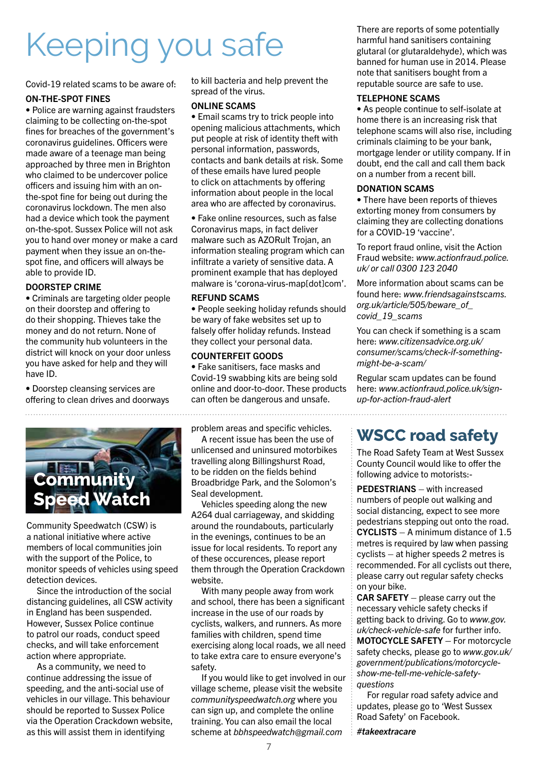# Keeping you safe

Covid-19 related scams to be aware of:

### ON-THE-SPOT FINES

• Police are warning against fraudsters claiming to be collecting on-the-spot fines for breaches of the government's coronavirus guidelines. Officers were made aware of a teenage man being approached by three men in Brighton who claimed to be undercover police officers and issuing him with an on-the-spot fine for being out during the coronavirus lockdown. The men also had a device which took the payment on-the-spot. Sussex Police will not ask you to hand over money or make a card payment when they issue an on-the-spot fine, and officers will always be able to provide ID.

### DOORSTEP CRIME

• Criminals are targeting older people on their doorstep and offering to do their shopping. Thieves take the money and do not return. None of the community hub volunteers in the district will knock on your door unless you have asked for help and they will have ID.

• Doorstep cleansing services are offering to clean drives and doorways to kill bacteria and help prevent the spread of the virus.

### ONLINE SCAMS

• Email scams try to trick people into opening malicious attachments, which put people at risk of identity theft with personal information, passwords, contacts and bank details at risk. Some of these emails have lured people to click on attachments by offering information about people in the local area who are affected by coronavirus.

• Fake online resources, such as false Coronavirus maps, in fact deliver malware such as AZORult Trojan, an information stealing program which can infiltrate a variety of sensitive data. A prominent example that has deployed malware is 'corona-virus-map[dot]com'.

### REFUND SCAMS

• People seeking holiday refunds should be wary of fake websites set up to falsely offer holiday refunds. Instead they collect your personal data.

### COUNTERFEIT GOODS

• Fake sanitisers, face masks and Covid-19 swabbing kits are being sold online and door-to-door. These products can often be dangerous and unsafe.

There are reports of some potentially harmful hand sanitisers containing glutaral (or glutaraldehyde), which was banned for human use in 2014. Please note that sanitisers bought from a reputable source are safe to use.

### TELEPHONE SCAMS

• As people continue to self-isolate at home there is an increasing risk that telephone scams will also rise, including criminals claiming to be your bank, mortgage lender or utility company. If in doubt, end the call and call them back on a number from a recent bill.

### DONATION SCAMS

• There have been reports of thieves extorting money from consumers by claiming they are collecting donations for a COVID-19 'vaccine'.

To report fraud online, visit the Action Fraud website: *www.actionfraud.police.uk/* or call *0300 123 2040*

More information about scams can be found here: *www.friendsagainstscams.org.uk/article/505/beware_of_covid_19_scams*

You can check if something is a scam here: *www.citizensadvice.org.uk/consumer/scams/check-if-something-might-be-a-scam/*

Regular scam updates can be found here: *www.actionfraud.police.uk/sign-up-for-action-fraud-alert*

## Community Speed Watch

Community Speedwatch (CSW) is a national initiative where active members of local communities join with the support of the Police, to monitor speeds of vehicles using speed detection devices.

Since the introduction of the social distancing guidelines, all CSW activity in England has been suspended. However, Sussex Police continue to patrol our roads, conduct speed checks, and will take enforcement action where appropriate.

As a community, we need to continue addressing the issue of speeding, and the anti-social use of vehicles in our village. This behaviour should be reported to Sussex Police via the Operation Crackdown website, as this will assist them in identifying problem areas and specific vehicles.

A recent issue has been the use of unlicensed and uninsured motorbikes travelling along Billingshurst Road, to be ridden on the fields behind Broadbridge Park, and the Solomon's Seal development.

Vehicles speeding along the new A264 dual carriageway, and skidding around the roundabouts, particularly in the evenings, continues to be an issue for local residents. To report any of these occurences, please report them through the Operation Crackdown website.

With many people away from work and school, there has been a significant increase in the use of our roads by cyclists, walkers, and runners. As more families with children, spend time exercising along local roads, we all need to take extra care to ensure everyone's safety.

If you would like to get involved in our village scheme, please visit the website *communityspeedwatch.org* where you can sign up, and complete the online training. You can also email the local scheme at *bbhspeedwatch@gmail.com*

## WSCC road safety

The Road Safety Team at West Sussex County Council would like to offer the following advice to motorists:-

**PEDESTRIANS** – with increased numbers of people out walking and social distancing, expect to see more pedestrians stepping out onto the road.
**CYCLISTS** – A minimum distance of 1.5 metres is required by law when passing cyclists – at higher speeds 2 metres is recommended. For all cyclists out there, please carry out regular safety checks on your bike.
**CAR SAFETY** – please carry out the necessary vehicle safety checks if getting back to driving. Go to *www.gov.uk/check-vehicle-safe* for further info.
**MOTOCYCLE SAFETY** – For motorcycle safety checks, please go to *www.gov.uk/government/publications/motorcycle-show-me-tell-me-vehicle-safety-questions*

For regular road safety advice and updates, please go to 'West Sussex Road Safety' on Facebook.

***#takeextracare***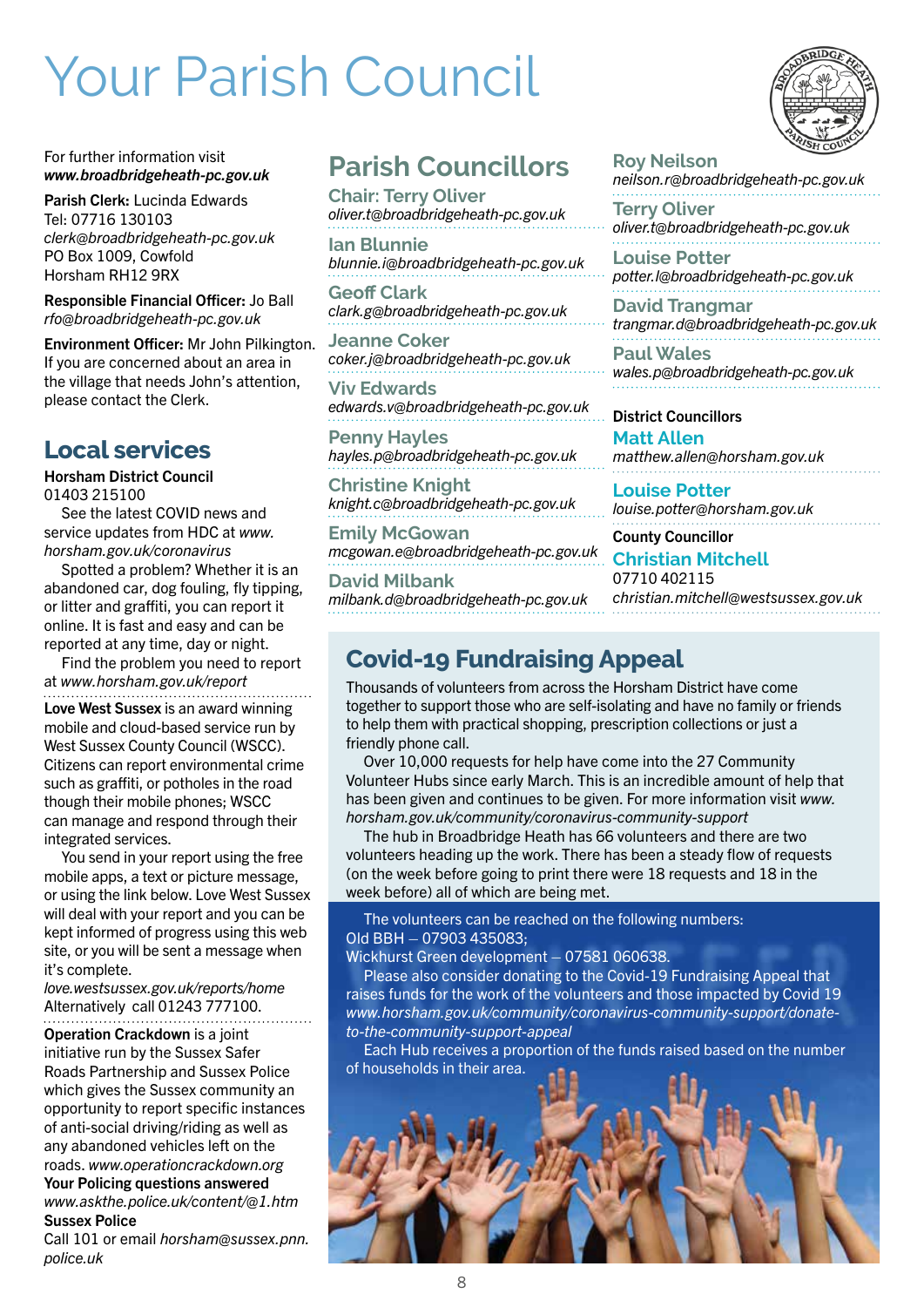# Your Parish Council

For further information visit
*www.broadbridgeheath-pc.gov.uk*

**Parish Clerk:** Lucinda Edwards
Tel: 07716 130103
*clerk@broadbridgeheath-pc.gov.uk*
PO Box 1009, Cowfold
Horsham RH12 9RX

**Responsible Financial Officer:** Jo Ball
*rfo@broadbridgeheath-pc.gov.uk*

**Environment Officer:** Mr John Pilkington. If you are concerned about an area in the village that needs John's attention, please contact the Clerk.

## Local services

**Horsham District Council**
01403 215100

See the latest COVID news and service updates from HDC at *www.horsham.gov.uk/coronavirus*

Spotted a problem? Whether it is an abandoned car, dog fouling, fly tipping, or litter and graffiti, you can report it online. It is fast and easy and can be reported at any time, day or night.

Find the problem you need to report at *www.horsham.gov.uk/report*

**Love West Sussex** is an award winning mobile and cloud-based service run by West Sussex County Council (WSCC). Citizens can report environmental crime such as graffiti, or potholes in the road though their mobile phones; WSCC can manage and respond through their integrated services.

You send in your report using the free mobile apps, a text or picture message, or using the link below. Love West Sussex will deal with your report and you can be kept informed of progress using this web site, or you will be sent a message when it's complete.

*love.westsussex.gov.uk/reports/home*
Alternatively call 01243 777100.

**Operation Crackdown** is a joint initiative run by the Sussex Safer Roads Partnership and Sussex Police which gives the Sussex community an opportunity to report specific instances of anti-social driving/riding as well as any abandoned vehicles left on the roads. *www.operationcrackdown.org*

**Your Policing questions answered**
*www.askthe.police.uk/content/@1.htm*

**Sussex Police**
Call 101 or email *horsham@sussex.pnn.police.uk*

## Parish Councillors

**Chair: Terry Oliver**
*oliver.t@broadbridgeheath-pc.gov.uk*

**Ian Blunnie**
*blunnie.i@broadbridgeheath-pc.gov.uk*

**Geoff Clark**
*clark.g@broadbridgeheath-pc.gov.uk*

**Jeanne Coker**
*coker.j@broadbridgeheath-pc.gov.uk*

**Viv Edwards**
*edwards.v@broadbridgeheath-pc.gov.uk*

**Penny Hayles**
*hayles.p@broadbridgeheath-pc.gov.uk*

**Christine Knight**
*knight.c@broadbridgeheath-pc.gov.uk*

**Emily McGowan**
*mcgowan.e@broadbridgeheath-pc.gov.uk*

**David Milbank**
*milbank.d@broadbridgeheath-pc.gov.uk*

**Roy Neilson**
*neilson.r@broadbridgeheath-pc.gov.uk*

**Terry Oliver**
*oliver.t@broadbridgeheath-pc.gov.uk*

**Louise Potter**
*potter.l@broadbridgeheath-pc.gov.uk*

**David Trangmar**
*trangmar.d@broadbridgeheath-pc.gov.uk*

**Paul Wales**
*wales.p@broadbridgeheath-pc.gov.uk*

**District Councillors**

**Matt Allen**
*matthew.allen@horsham.gov.uk*

**Louise Potter**
*louise.potter@horsham.gov.uk*

**County Councillor**

**Christian Mitchell**
07710 402115
*christian.mitchell@westsussex.gov.uk*

## Covid-19 Fundraising Appeal

Thousands of volunteers from across the Horsham District have come together to support those who are self-isolating and have no family or friends to help them with practical shopping, prescription collections or just a friendly phone call.

Over 10,000 requests for help have come into the 27 Community Volunteer Hubs since early March. This is an incredible amount of help that has been given and continues to be given. For more information visit *www.horsham.gov.uk/community/coronavirus-community-support*

The hub in Broadbridge Heath has 66 volunteers and there are two volunteers heading up the work. There has been a steady flow of requests (on the week before going to print there were 18 requests and 18 in the week before) all of which are being met.

The volunteers can be reached on the following numbers:
Old BBH – 07903 435083;
Wickhurst Green development – 07581 060638.

Please also consider donating to the Covid-19 Fundraising Appeal that raises funds for the work of the volunteers and those impacted by Covid 19 *www.horsham.gov.uk/community/coronavirus-community-support/donate-to-the-community-support-appeal*

Each Hub receives a proportion of the funds raised based on the number of households in their area.